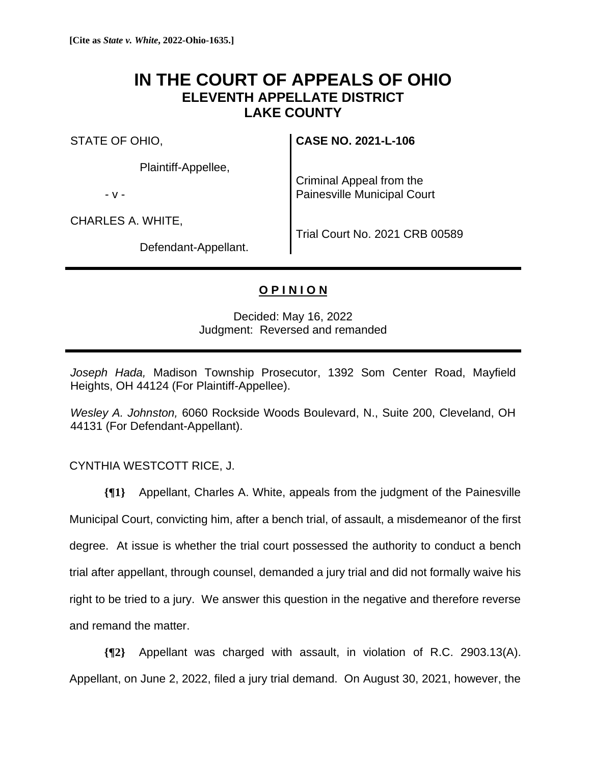**[Cite as *State v. White*, 2022-Ohio-1635.]**

# IN THE COURT OF APPEALS OF OHIO
## ELEVENTH APPELLATE DISTRICT
## LAKE COUNTY

| | |
|---|---|
| STATE OF OHIO,<br><br>Plaintiff-Appellee,<br><br>- v -<br><br>CHARLES A. WHITE,<br><br>Defendant-Appellant. | **CASE NO. 2021-L-106**<br><br>Criminal Appeal from the Painesville Municipal Court<br><br>Trial Court No. 2021 CRB 00589 |

---

**O P I N I O N**

Decided: May 16, 2022
Judgment: Reversed and remanded

---

*Joseph Hada,* Madison Township Prosecutor, 1392 Som Center Road, Mayfield Heights, OH 44124 (For Plaintiff-Appellee).

*Wesley A. Johnston,* 6060 Rockside Woods Boulevard, N., Suite 200, Cleveland, OH 44131 (For Defendant-Appellant).

CYNTHIA WESTCOTT RICE, J.

**{¶1}** Appellant, Charles A. White, appeals from the judgment of the Painesville Municipal Court, convicting him, after a bench trial, of assault, a misdemeanor of the first degree. At issue is whether the trial court possessed the authority to conduct a bench trial after appellant, through counsel, demanded a jury trial and did not formally waive his right to be tried to a jury. We answer this question in the negative and therefore reverse and remand the matter.

**{¶2}** Appellant was charged with assault, in violation of R.C. 2903.13(A). Appellant, on June 2, 2022, filed a jury trial demand. On August 30, 2021, however, the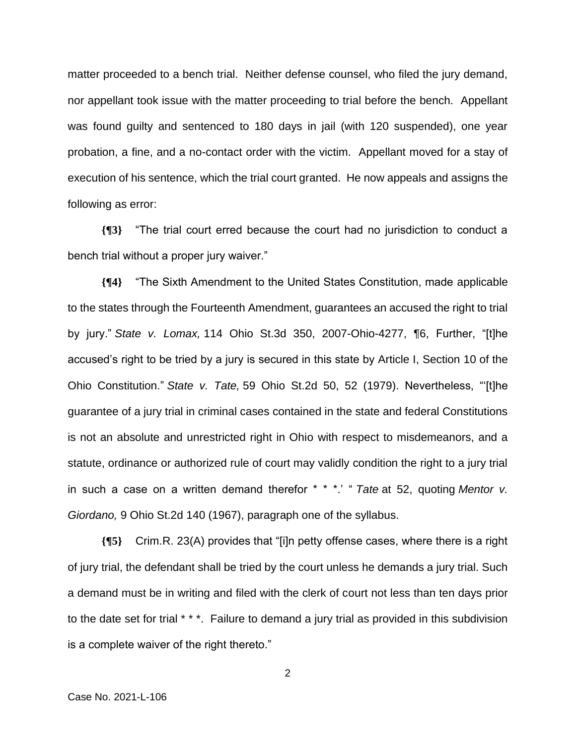matter proceeded to a bench trial. Neither defense counsel, who filed the jury demand, nor appellant took issue with the matter proceeding to trial before the bench. Appellant was found guilty and sentenced to 180 days in jail (with 120 suspended), one year probation, a fine, and a no-contact order with the victim. Appellant moved for a stay of execution of his sentence, which the trial court granted. He now appeals and assigns the following as error:

**{¶3}** "The trial court erred because the court had no jurisdiction to conduct a bench trial without a proper jury waiver."

**{¶4}** "The Sixth Amendment to the United States Constitution, made applicable to the states through the Fourteenth Amendment, guarantees an accused the right to trial by jury." *State v. Lomax,* 114 Ohio St.3d 350, 2007-Ohio-4277, ¶6, Further, "[t]he accused's right to be tried by a jury is secured in this state by Article I, Section 10 of the Ohio Constitution." *State v. Tate,* 59 Ohio St.2d 50, 52 (1979). Nevertheless, "'[t]he guarantee of a jury trial in criminal cases contained in the state and federal Constitutions is not an absolute and unrestricted right in Ohio with respect to misdemeanors, and a statute, ordinance or authorized rule of court may validly condition the right to a jury trial in such a case on a written demand therefor * * *.' " *Tate* at 52, quoting *Mentor v. Giordano,* 9 Ohio St.2d 140 (1967), paragraph one of the syllabus.

**{¶5}** Crim.R. 23(A) provides that "[i]n petty offense cases, where there is a right of jury trial, the defendant shall be tried by the court unless he demands a jury trial. Such a demand must be in writing and filed with the clerk of court not less than ten days prior to the date set for trial * * *. Failure to demand a jury trial as provided in this subdivision is a complete waiver of the right thereto."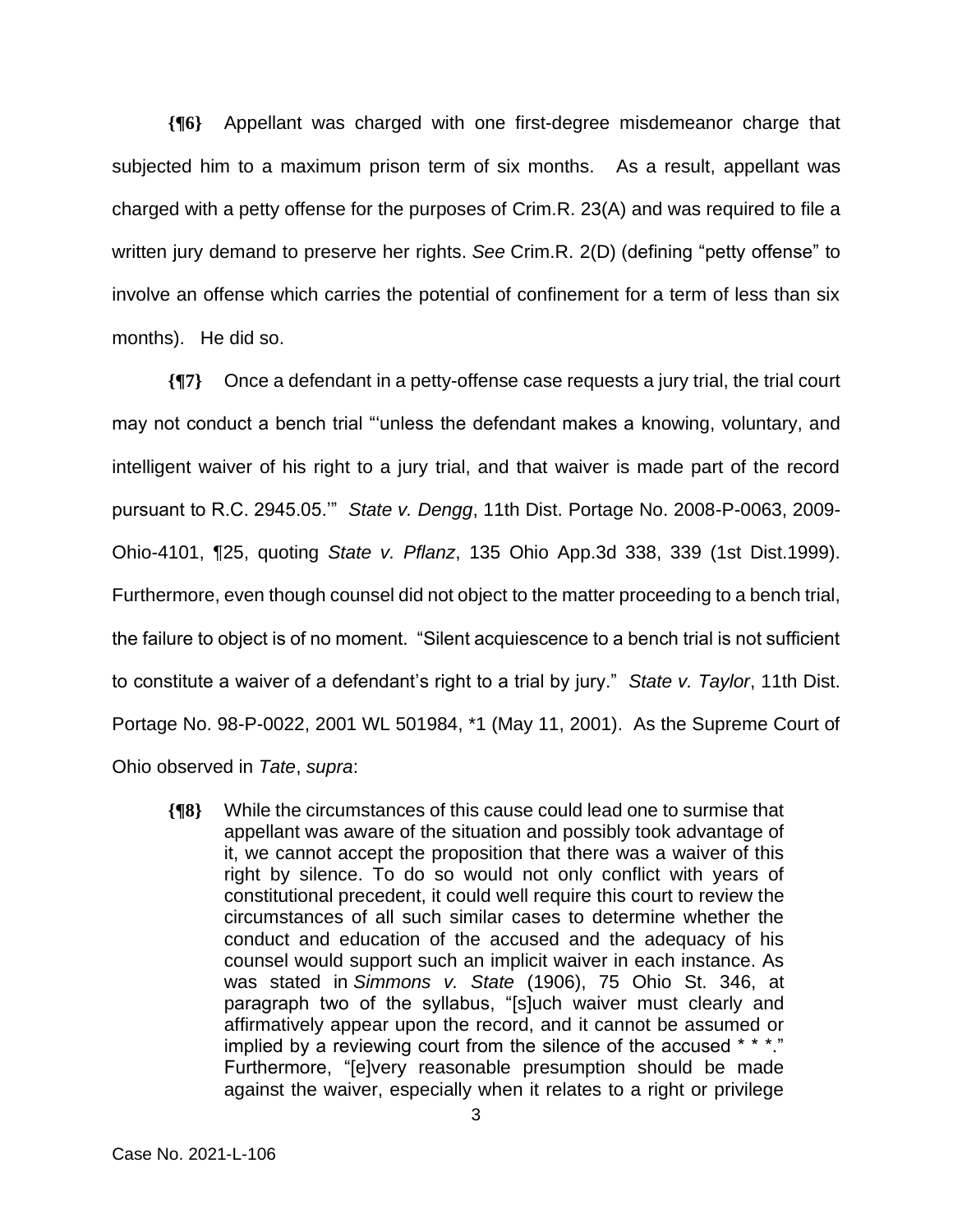**{¶6}** Appellant was charged with one first-degree misdemeanor charge that subjected him to a maximum prison term of six months. As a result, appellant was charged with a petty offense for the purposes of Crim.R. 23(A) and was required to file a written jury demand to preserve her rights. *See* Crim.R. 2(D) (defining "petty offense" to involve an offense which carries the potential of confinement for a term of less than six months). He did so.

**{¶7}** Once a defendant in a petty-offense case requests a jury trial, the trial court may not conduct a bench trial "'unless the defendant makes a knowing, voluntary, and intelligent waiver of his right to a jury trial, and that waiver is made part of the record pursuant to R.C. 2945.05.'" *State v. Dengg*, 11th Dist. Portage No. 2008-P-0063, 2009-Ohio-4101, ¶25, quoting *State v. Pflanz*, 135 Ohio App.3d 338, 339 (1st Dist.1999). Furthermore, even though counsel did not object to the matter proceeding to a bench trial, the failure to object is of no moment. "Silent acquiescence to a bench trial is not sufficient to constitute a waiver of a defendant's right to a trial by jury." *State v. Taylor*, 11th Dist. Portage No. 98-P-0022, 2001 WL 501984, *1 (May 11, 2001). As the Supreme Court of Ohio observed in *Tate*, *supra*:

> **{¶8}** While the circumstances of this cause could lead one to surmise that appellant was aware of the situation and possibly took advantage of it, we cannot accept the proposition that there was a waiver of this right by silence. To do so would not only conflict with years of constitutional precedent, it could well require this court to review the circumstances of all such similar cases to determine whether the conduct and education of the accused and the adequacy of his counsel would support such an implicit waiver in each instance. As was stated in *Simmons v. State* (1906), 75 Ohio St. 346, at paragraph two of the syllabus, "[s]uch waiver must clearly and affirmatively appear upon the record, and it cannot be assumed or implied by a reviewing court from the silence of the accused * * *." Furthermore, "[e]very reasonable presumption should be made against the waiver, especially when it relates to a right or privilege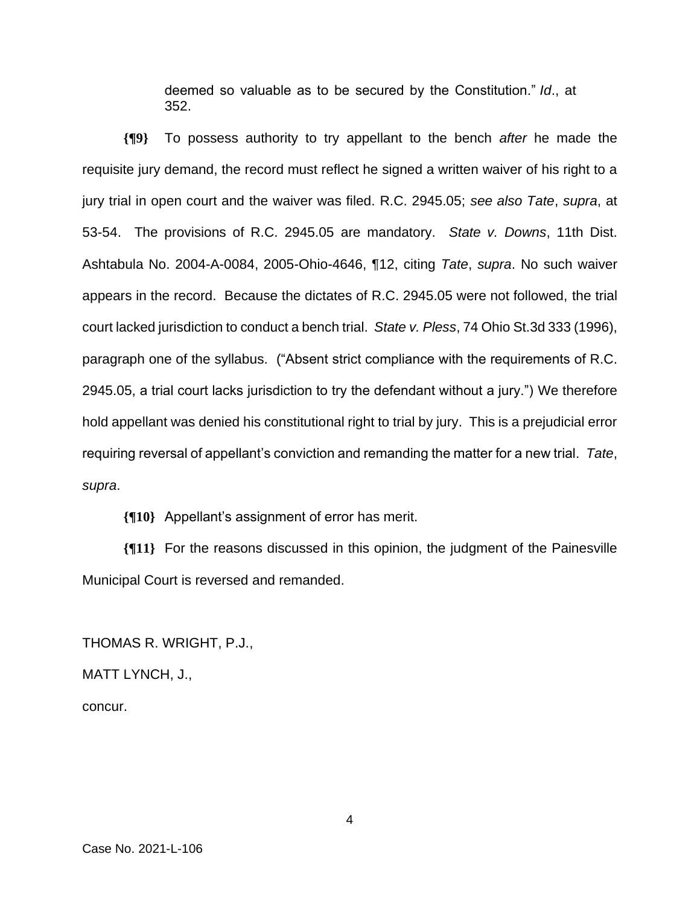> deemed so valuable as to be secured by the Constitution." *Id*., at 352.

**{¶9}** To possess authority to try appellant to the bench *after* he made the requisite jury demand, the record must reflect he signed a written waiver of his right to a jury trial in open court and the waiver was filed. R.C. 2945.05; *see also Tate*, *supra*, at 53-54. The provisions of R.C. 2945.05 are mandatory. *State v. Downs*, 11th Dist. Ashtabula No. 2004-A-0084, 2005-Ohio-4646, ¶12, citing *Tate*, *supra*. No such waiver appears in the record. Because the dictates of R.C. 2945.05 were not followed, the trial court lacked jurisdiction to conduct a bench trial. *State v. Pless*, 74 Ohio St.3d 333 (1996), paragraph one of the syllabus. ("Absent strict compliance with the requirements of R.C. 2945.05, a trial court lacks jurisdiction to try the defendant without a jury.") We therefore hold appellant was denied his constitutional right to trial by jury. This is a prejudicial error requiring reversal of appellant's conviction and remanding the matter for a new trial. *Tate*, *supra*.

**{¶10}** Appellant's assignment of error has merit.

**{¶11}** For the reasons discussed in this opinion, the judgment of the Painesville Municipal Court is reversed and remanded.

THOMAS R. WRIGHT, P.J.,

MATT LYNCH, J.,

concur.